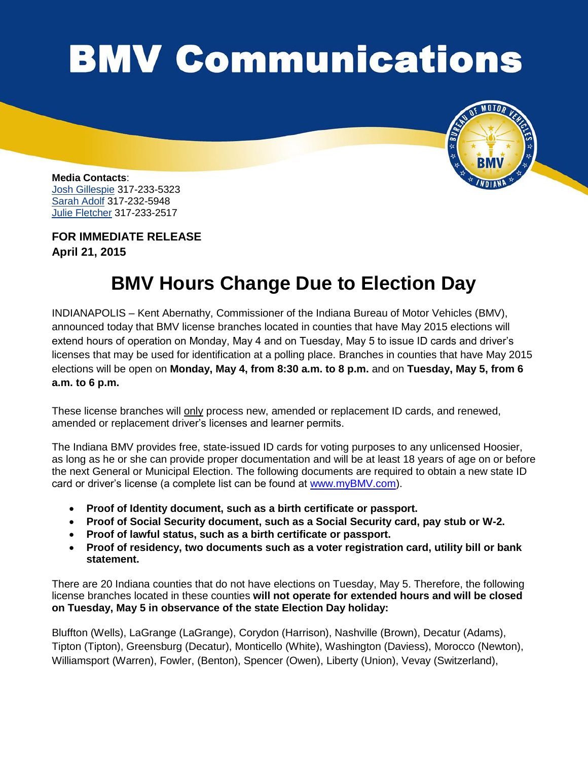# BMV Communications

**Media Contacts**:
Josh Gillespie 317-233-5323
Sarah Adolf 317-232-5948
Julie Fletcher 317-233-2517

**FOR IMMEDIATE RELEASE**
**April 21, 2015**

## BMV Hours Change Due to Election Day

INDIANAPOLIS – Kent Abernathy, Commissioner of the Indiana Bureau of Motor Vehicles (BMV), announced today that BMV license branches located in counties that have May 2015 elections will extend hours of operation on Monday, May 4 and on Tuesday, May 5 to issue ID cards and driver's licenses that may be used for identification at a polling place. Branches in counties that have May 2015 elections will be open on **Monday, May 4, from 8:30 a.m. to 8 p.m.** and on **Tuesday, May 5, from 6 a.m. to 6 p.m.**

These license branches will only process new, amended or replacement ID cards, and renewed, amended or replacement driver's licenses and learner permits.

The Indiana BMV provides free, state-issued ID cards for voting purposes to any unlicensed Hoosier, as long as he or she can provide proper documentation and will be at least 18 years of age on or before the next General or Municipal Election. The following documents are required to obtain a new state ID card or driver's license (a complete list can be found at www.myBMV.com).

- **Proof of Identity document, such as a birth certificate or passport.**
- **Proof of Social Security document, such as a Social Security card, pay stub or W-2.**
- **Proof of lawful status, such as a birth certificate or passport.**
- **Proof of residency, two documents such as a voter registration card, utility bill or bank statement.**

There are 20 Indiana counties that do not have elections on Tuesday, May 5. Therefore, the following license branches located in these counties **will not operate for extended hours and will be closed on Tuesday, May 5 in observance of the state Election Day holiday:**

Bluffton (Wells), LaGrange (LaGrange), Corydon (Harrison), Nashville (Brown), Decatur (Adams), Tipton (Tipton), Greensburg (Decatur), Monticello (White), Washington (Daviess), Morocco (Newton), Williamsport (Warren), Fowler, (Benton), Spencer (Owen), Liberty (Union), Vevay (Switzerland),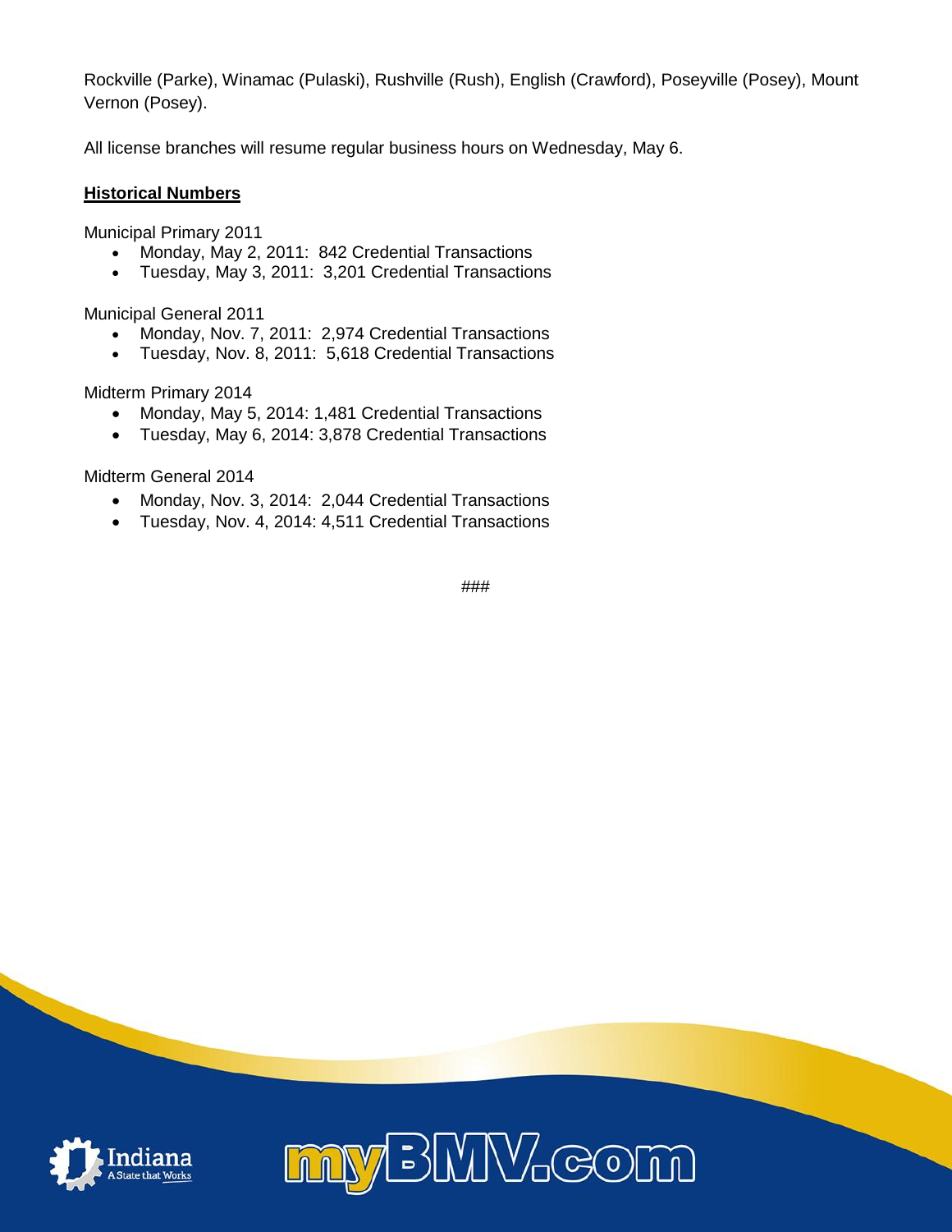Rockville (Parke), Winamac (Pulaski), Rushville (Rush), English (Crawford), Poseyville (Posey), Mount Vernon (Posey).

All license branches will resume regular business hours on Wednesday, May 6.

**Historical Numbers**

Municipal Primary 2011

- Monday, May 2, 2011: 842 Credential Transactions
- Tuesday, May 3, 2011: 3,201 Credential Transactions

Municipal General 2011

- Monday, Nov. 7, 2011: 2,974 Credential Transactions
- Tuesday, Nov. 8, 2011: 5,618 Credential Transactions

Midterm Primary 2014

- Monday, May 5, 2014: 1,481 Credential Transactions
- Tuesday, May 6, 2014: 3,878 Credential Transactions

Midterm General 2014

- Monday, Nov. 3, 2014: 2,044 Credential Transactions
- Tuesday, Nov. 4, 2014: 4,511 Credential Transactions

###